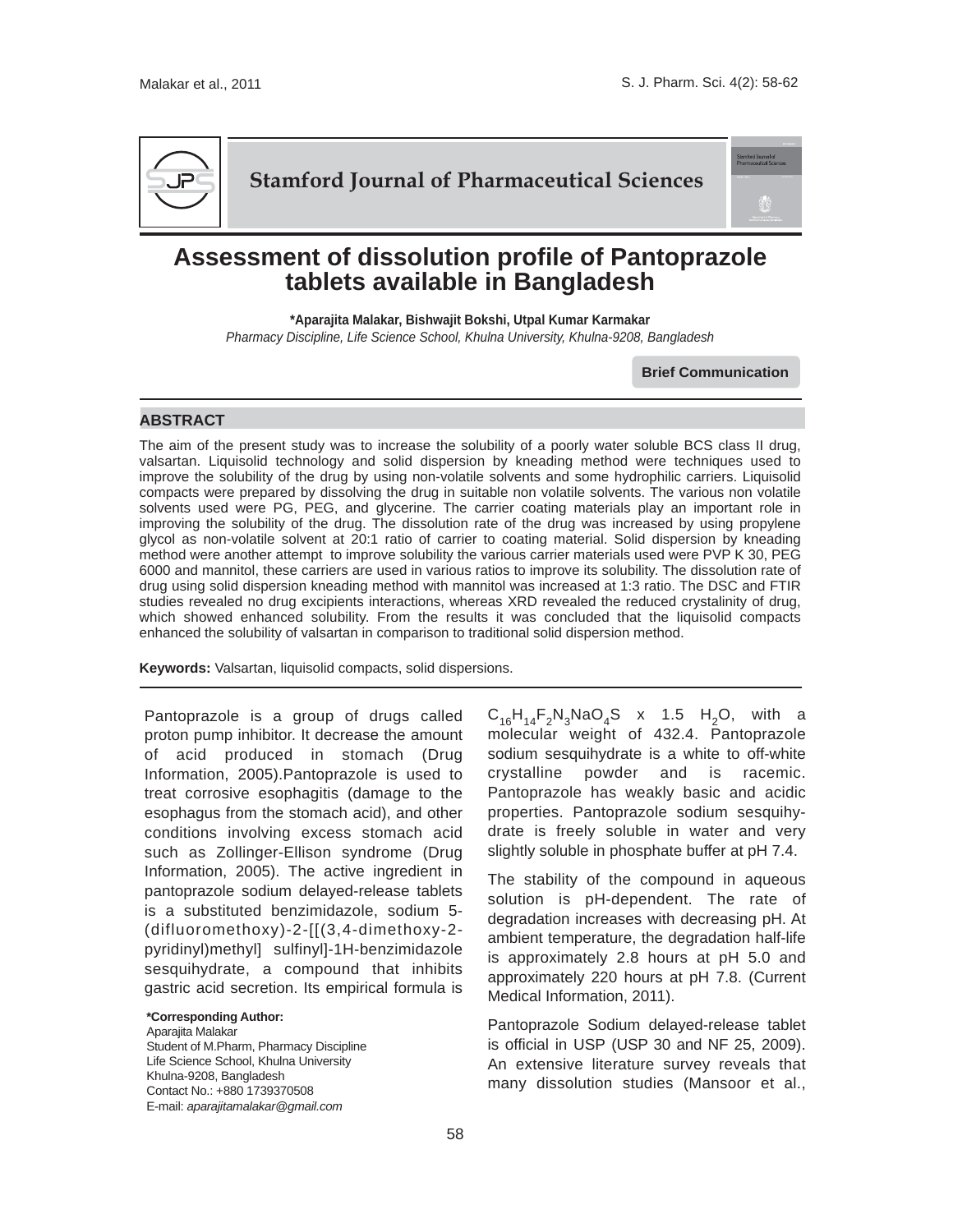Stamford Journal of Pharmaceutical Sciences

# Assessment of dissolution profile of Pantoprazole tablets available in Bangladesh

**\*Aparajita Malakar, Bishwajit Bokshi, Utpal Kumar Karmakar**

*Pharmacy Discipline, Life Science School, Khulna University, Khulna-9208, Bangladesh*

**Brief Communication**

## ABSTRACT

The aim of the present study was to increase the solubility of a poorly water soluble BCS class II drug, valsartan. Liquisolid technology and solid dispersion by kneading method were techniques used to improve the solubility of the drug by using non-volatile solvents and some hydrophilic carriers. Liquisolid compacts were prepared by dissolving the drug in suitable non volatile solvents. The various non volatile solvents used were PG, PEG, and glycerine. The carrier coating materials play an important role in improving the solubility of the drug. The dissolution rate of the drug was increased by using propylene glycol as non-volatile solvent at 20:1 ratio of carrier to coating material. Solid dispersion by kneading method were another attempt to improve solubility the various carrier materials used were PVP K 30, PEG 6000 and mannitol, these carriers are used in various ratios to improve its solubility. The dissolution rate of drug using solid dispersion kneading method with mannitol was increased at 1:3 ratio. The DSC and FTIR studies revealed no drug excipients interactions, whereas XRD revealed the reduced crystalinity of drug, which showed enhanced solubility. From the results it was concluded that the liquisolid compacts enhanced the solubility of valsartan in comparison to traditional solid dispersion method.

**Keywords:** Valsartan, liquisolid compacts, solid dispersions.

Pantoprazole is a group of drugs called proton pump inhibitor. It decrease the amount of acid produced in stomach (Drug Information, 2005).Pantoprazole is used to treat corrosive esophagitis (damage to the esophagus from the stomach acid), and other conditions involving excess stomach acid such as Zollinger-Ellison syndrome (Drug Information, 2005). The active ingredient in pantoprazole sodium delayed-release tablets is a substituted benzimidazole, sodium 5-(difluoromethoxy)-2-[[(3,4-dimethoxy-2-pyridinyl)methyl] sulfinyl]-1H-benzimidazole sesquihydrate, a compound that inhibits gastric acid secretion. Its empirical formula is $C_{16}H_{14}F_2N_3NaO_4S$ x 1.5 $H_2O$, with a molecular weight of 432.4. Pantoprazole sodium sesquihydrate is a white to off-white crystalline powder and is racemic. Pantoprazole has weakly basic and acidic properties. Pantoprazole sodium sesquihydrate is freely soluble in water and very slightly soluble in phosphate buffer at pH 7.4.

The stability of the compound in aqueous solution is pH-dependent. The rate of degradation increases with decreasing pH. At ambient temperature, the degradation half-life is approximately 2.8 hours at pH 5.0 and approximately 220 hours at pH 7.8. (Current Medical Information, 2011).

Pantoprazole Sodium delayed-release tablet is official in USP (USP 30 and NF 25, 2009). An extensive literature survey reveals that many dissolution studies (Mansoor et al.,

**\*Corresponding Author:**
Aparajita Malakar
Student of M.Pharm, Pharmacy Discipline
Life Science School, Khulna University
Khulna-9208, Bangladesh
Contact No.: +880 1739370508
E-mail: *aparajitamalakar@gmail.com*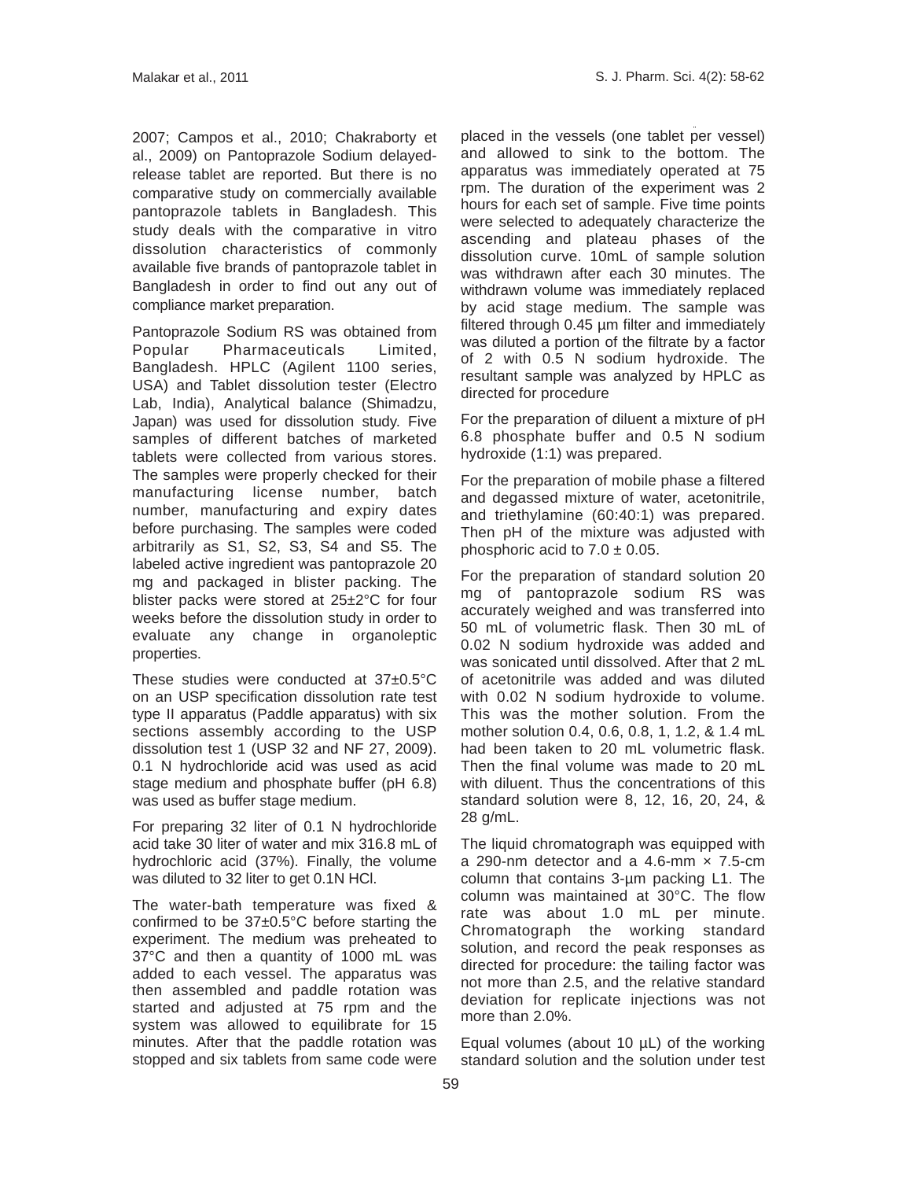2007; Campos et al., 2010; Chakraborty et al., 2009) on Pantoprazole Sodium delayed-release tablet are reported. But there is no comparative study on commercially available pantoprazole tablets in Bangladesh. This study deals with the comparative in vitro dissolution characteristics of commonly available five brands of pantoprazole tablet in Bangladesh in order to find out any out of compliance market preparation.

Pantoprazole Sodium RS was obtained from Popular Pharmaceuticals Limited, Bangladesh. HPLC (Agilent 1100 series, USA) and Tablet dissolution tester (Electro Lab, India), Analytical balance (Shimadzu, Japan) was used for dissolution study. Five samples of different batches of marketed tablets were collected from various stores. The samples were properly checked for their manufacturing license number, batch number, manufacturing and expiry dates before purchasing. The samples were coded arbitrarily as S1, S2, S3, S4 and S5. The labeled active ingredient was pantoprazole 20 mg and packaged in blister packing. The blister packs were stored at 25±2°C for four weeks before the dissolution study in order to evaluate any change in organoleptic properties.

These studies were conducted at 37±0.5°C on an USP specification dissolution rate test type II apparatus (Paddle apparatus) with six sections assembly according to the USP dissolution test 1 (USP 32 and NF 27, 2009). 0.1 N hydrochloride acid was used as acid stage medium and phosphate buffer (pH 6.8) was used as buffer stage medium.

For preparing 32 liter of 0.1 N hydrochloride acid take 30 liter of water and mix 316.8 mL of hydrochloric acid (37%). Finally, the volume was diluted to 32 liter to get 0.1N HCl.

The water-bath temperature was fixed & confirmed to be 37±0.5°C before starting the experiment. The medium was preheated to 37°C and then a quantity of 1000 mL was added to each vessel. The apparatus was then assembled and paddle rotation was started and adjusted at 75 rpm and the system was allowed to equilibrate for 15 minutes. After that the paddle rotation was stopped and six tablets from same code were placed in the vessels (one tablet per vessel) and allowed to sink to the bottom. The apparatus was immediately operated at 75 rpm. The duration of the experiment was 2 hours for each set of sample. Five time points were selected to adequately characterize the ascending and plateau phases of the dissolution curve. 10mL of sample solution was withdrawn after each 30 minutes. The withdrawn volume was immediately replaced by acid stage medium. The sample was filtered through 0.45 µm filter and immediately was diluted a portion of the filtrate by a factor of 2 with 0.5 N sodium hydroxide. The resultant sample was analyzed by HPLC as directed for procedure

For the preparation of diluent a mixture of pH 6.8 phosphate buffer and 0.5 N sodium hydroxide (1:1) was prepared.

For the preparation of mobile phase a filtered and degassed mixture of water, acetonitrile, and triethylamine (60:40:1) was prepared. Then pH of the mixture was adjusted with phosphoric acid to 7.0 ± 0.05.

For the preparation of standard solution 20 mg of pantoprazole sodium RS was accurately weighed and was transferred into 50 mL of volumetric flask. Then 30 mL of 0.02 N sodium hydroxide was added and was sonicated until dissolved. After that 2 mL of acetonitrile was added and was diluted with 0.02 N sodium hydroxide to volume. This was the mother solution. From the mother solution 0.4, 0.6, 0.8, 1, 1.2, & 1.4 mL had been taken to 20 mL volumetric flask. Then the final volume was made to 20 mL with diluent. Thus the concentrations of this standard solution were 8, 12, 16, 20, 24, & 28 g/mL.

The liquid chromatograph was equipped with a 290-nm detector and a 4.6-mm × 7.5-cm column that contains 3-µm packing L1. The column was maintained at 30°C. The flow rate was about 1.0 mL per minute. Chromatograph the working standard solution, and record the peak responses as directed for procedure: the tailing factor was not more than 2.5, and the relative standard deviation for replicate injections was not more than 2.0%.

Equal volumes (about 10 µL) of the working standard solution and the solution under test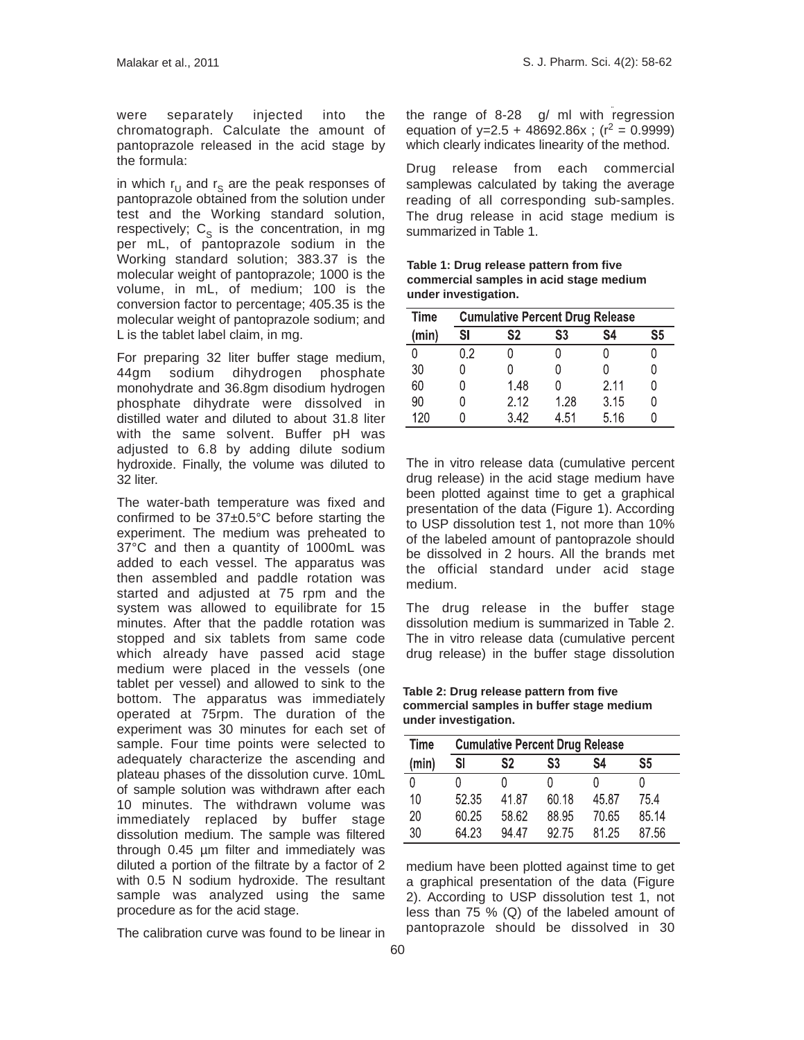were separately injected into the chromatograph. Calculate the amount of pantoprazole released in the acid stage by the formula:

in which $r_U$ and $r_S$ are the peak responses of pantoprazole obtained from the solution under test and the Working standard solution, respectively; $C_S$ is the concentration, in mg per mL, of pantoprazole sodium in the Working standard solution; 383.37 is the molecular weight of pantoprazole; 1000 is the volume, in mL, of medium; 100 is the conversion factor to percentage; 405.35 is the molecular weight of pantoprazole sodium; and L is the tablet label claim, in mg.

For preparing 32 liter buffer stage medium, 44gm sodium dihydrogen phosphate monohydrate and 36.8gm disodium hydrogen phosphate dihydrate were dissolved in distilled water and diluted to about 31.8 liter with the same solvent. Buffer pH was adjusted to 6.8 by adding dilute sodium hydroxide. Finally, the volume was diluted to 32 liter.

The water-bath temperature was fixed and confirmed to be 37±0.5°C before starting the experiment. The medium was preheated to 37°C and then a quantity of 1000mL was added to each vessel. The apparatus was then assembled and paddle rotation was started and adjusted at 75 rpm and the system was allowed to equilibrate for 15 minutes. After that the paddle rotation was stopped and six tablets from same code which already have passed acid stage medium were placed in the vessels (one tablet per vessel) and allowed to sink to the bottom. The apparatus was immediately operated at 75rpm. The duration of the experiment was 30 minutes for each set of sample. Four time points were selected to adequately characterize the ascending and plateau phases of the dissolution curve. 10mL of sample solution was withdrawn after each 10 minutes. The withdrawn volume was immediately replaced by buffer stage dissolution medium. The sample was filtered through 0.45 µm filter and immediately was diluted a portion of the filtrate by a factor of 2 with 0.5 N sodium hydroxide. The resultant sample was analyzed using the same procedure as for the acid stage.

The calibration curve was found to be linear in the range of 8-28 g/ ml with regression equation of $y=2.5 + 48692.86x$ ; ($r^2 = 0.9999$) which clearly indicates linearity of the method.

Drug release from each commercial samplewas calculated by taking the average reading of all corresponding sub-samples. The drug release in acid stage medium is summarized in Table 1.

**Table 1: Drug release pattern from five commercial samples in acid stage medium under investigation.**

| Time | Cumulative Percent Drug Release | | | | |
|---|---|---|---|---|---|
| (min) | SI | S2 | S3 | S4 | S5 |
| 0 | 0.2 | 0 | 0 | 0 | 0 |
| 30 | 0 | 0 | 0 | 0 | 0 |
| 60 | 0 | 1.48 | 0 | 2.11 | 0 |
| 90 | 0 | 2.12 | 1.28 | 3.15 | 0 |
| 120 | 0 | 3.42 | 4.51 | 5.16 | 0 |

The in vitro release data (cumulative percent drug release) in the acid stage medium have been plotted against time to get a graphical presentation of the data (Figure 1). According to USP dissolution test 1, not more than 10% of the labeled amount of pantoprazole should be dissolved in 2 hours. All the brands met the official standard under acid stage medium.

The drug release in the buffer stage dissolution medium is summarized in Table 2. The in vitro release data (cumulative percent drug release) in the buffer stage dissolution medium have been plotted against time to get a graphical presentation of the data (Figure 2). According to USP dissolution test 1, not less than 75 % (Q) of the labeled amount of pantoprazole should be dissolved in 30

**Table 2: Drug release pattern from five commercial samples in buffer stage medium under investigation.**

| Time | Cumulative Percent Drug Release | | | | |
|---|---|---|---|---|---|
| (min) | SI | S2 | S3 | S4 | S5 |
| 0 | 0 | 0 | 0 | 0 | 0 |
| 10 | 52.35 | 41.87 | 60.18 | 45.87 | 75.4 |
| 20 | 60.25 | 58.62 | 88.95 | 70.65 | 85.14 |
| 30 | 64.23 | 94.47 | 92.75 | 81.25 | 87.56 |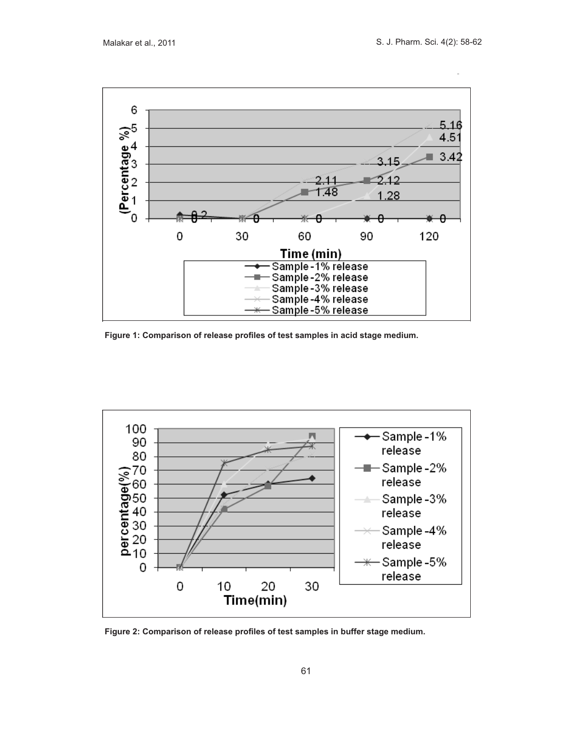Figure 1: Comparison of release profiles of test samples in acid stage medium.

Figure 2: Comparison of release profiles of test samples in buffer stage medium.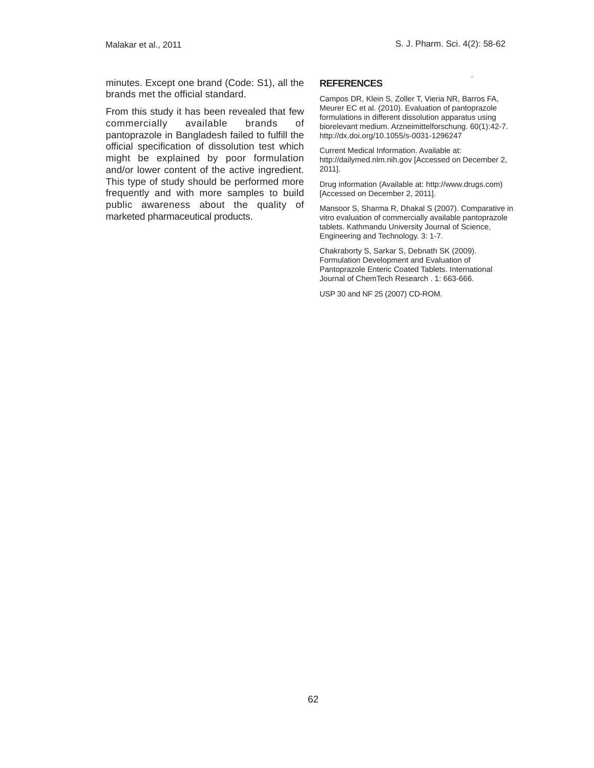minutes. Except one brand (Code: S1), all the brands met the official standard.

From this study it has been revealed that few commercially available brands of pantoprazole in Bangladesh failed to fulfill the official specification of dissolution test which might be explained by poor formulation and/or lower content of the active ingredient. This type of study should be performed more frequently and with more samples to build public awareness about the quality of marketed pharmaceutical products.

## REFERENCES

Campos DR, Klein S, Zoller T, Vieria NR, Barros FA, Meurer EC et al. (2010). Evaluation of pantoprazole formulations in different dissolution apparatus using biorelevant medium. Arzneimittelforschung. 60(1):42-7. http://dx.doi.org/10.1055/s-0031-1296247

Current Medical Information. Available at: http://dailymed.nlm.nih.gov [Accessed on December 2, 2011].

Drug information (Available at: http://www.drugs.com) [Accessed on December 2, 2011].

Mansoor S, Sharma R, Dhakal S (2007). Comparative in vitro evaluation of commercially available pantoprazole tablets. Kathmandu University Journal of Science, Engineering and Technology. 3: 1-7.

Chakraborty S, Sarkar S, Debnath SK (2009). Formulation Development and Evaluation of Pantoprazole Enteric Coated Tablets. International Journal of ChemTech Research . 1: 663-666.

USP 30 and NF 25 (2007) CD-ROM.